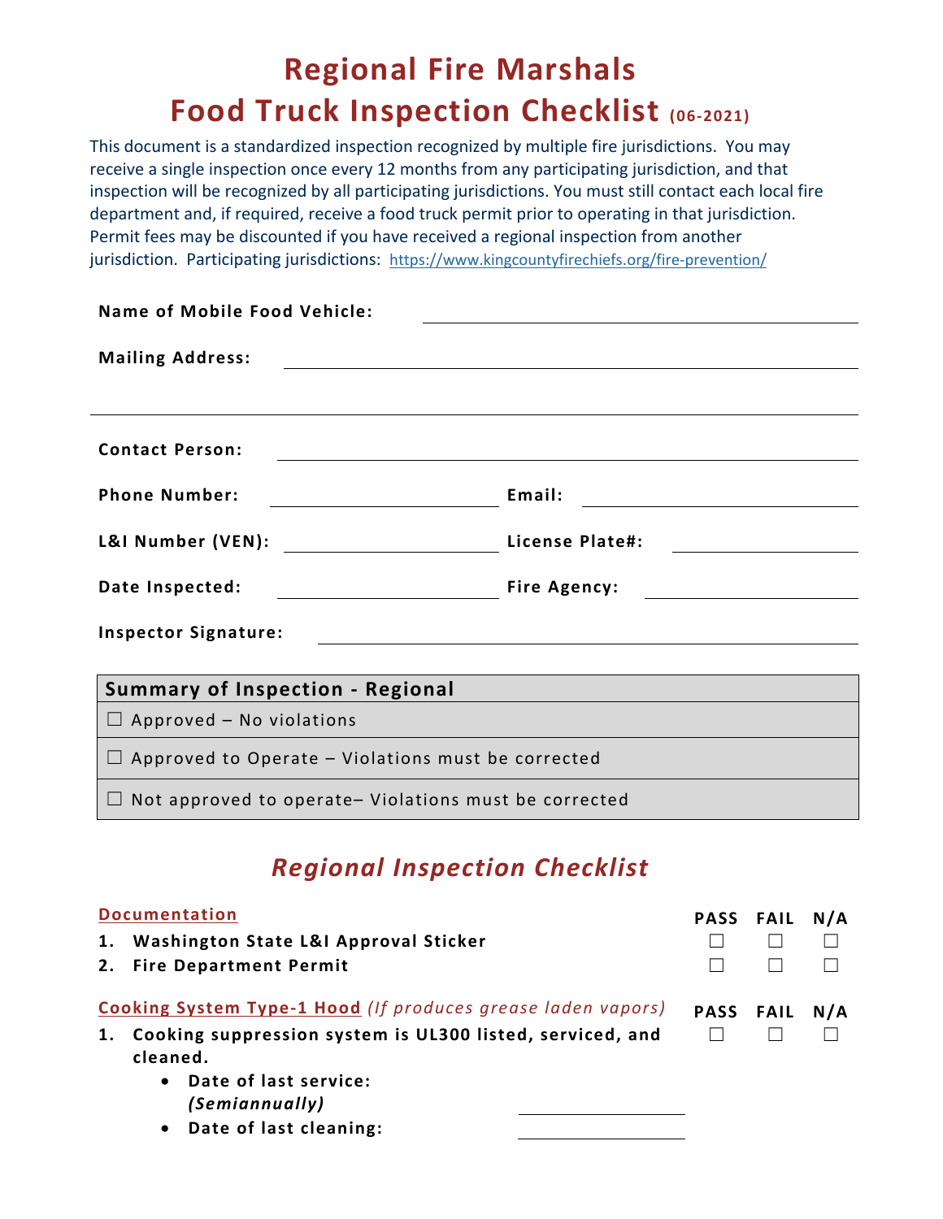# Regional Fire Marshals
# Food Truck Inspection Checklist (06-2021)

This document is a standardized inspection recognized by multiple fire jurisdictions. You may receive a single inspection once every 12 months from any participating jurisdiction, and that inspection will be recognized by all participating jurisdictions. You must still contact each local fire department and, if required, receive a food truck permit prior to operating in that jurisdiction. Permit fees may be discounted if you have received a regional inspection from another jurisdiction. Participating jurisdictions: https://www.kingcountyfirechiefs.org/fire-prevention/

**Name of Mobile Food Vehicle:** ______________________

**Mailing Address:** ______________________

______________________

**Contact Person:** ______________________

**Phone Number:** ______________ **Email:** ______________

**L&I Number (VEN):** ______________ **License Plate#:** ______________

**Date Inspected:** ______________ **Fire Agency:** ______________

**Inspector Signature:** ______________________

| **Summary of Inspection - Regional** |
|---|
| ☐ Approved – No violations |
| ☐ Approved to Operate – Violations must be corrected |
| ☐ Not approved to operate– Violations must be corrected |

## *Regional Inspection Checklist*

| Documentation | PASS | FAIL | N/A |
|---|---|---|---|
| **1. Washington State L&I Approval Sticker** | ☐ | ☐ | ☐ |
| **2. Fire Department Permit** | ☐ | ☐ | ☐ |

| Cooking System Type-1 Hood *(If produces grease laden vapors)* | PASS | FAIL | N/A |
|---|---|---|---|
| **1. Cooking suppression system is UL300 listed, serviced, and cleaned.** | ☐ | ☐ | ☐ |

- **Date of last service: *(Semiannually)*** ______________
- **Date of last cleaning:** ______________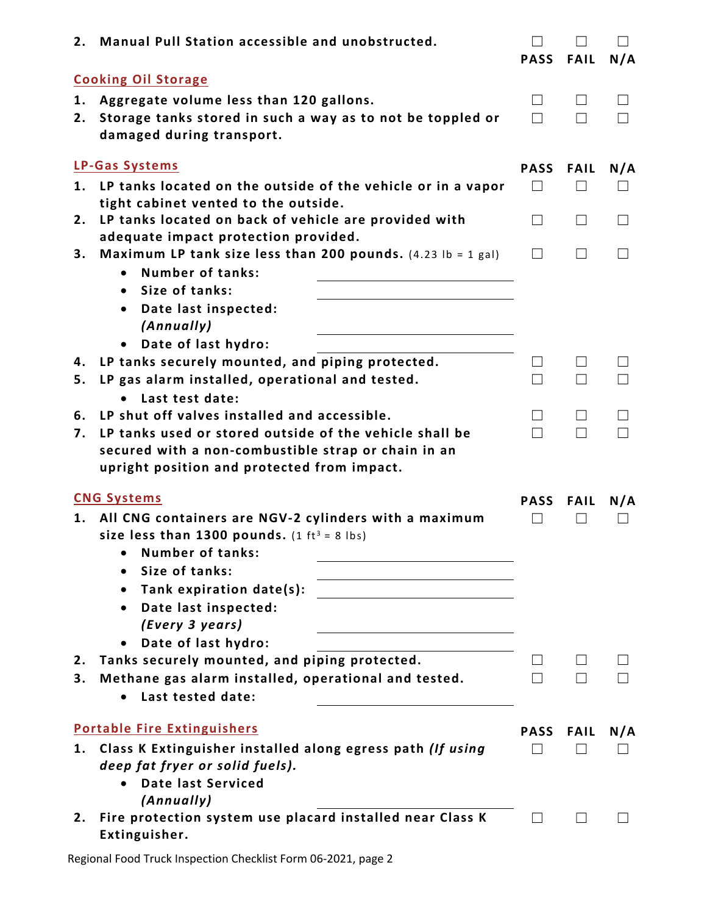2. **Manual Pull Station accessible and unobstructed.** ☐ PASS ☐ FAIL ☐ N/A

## Cooking Oil Storage

| | | PASS | FAIL | N/A |
|---|---|---|---|---|
| 1. | **Aggregate volume less than 120 gallons.** | ☐ | ☐ | ☐ |
| 2. | **Storage tanks stored in such a way as to not be toppled or damaged during transport.** | ☐ | ☐ | ☐ |

## LP-Gas Systems

| | | PASS | FAIL | N/A |
|---|---|---|---|---|
| 1. | **LP tanks located on the outside of the vehicle or in a vapor tight cabinet vented to the outside.** | ☐ | ☐ | ☐ |
| 2. | **LP tanks located on back of vehicle are provided with adequate impact protection provided.** | ☐ | ☐ | ☐ |
| 3. | **Maximum LP tank size less than 200 pounds.** (4.23 lb = 1 gal) | ☐ | ☐ | ☐ |

- **Number of tanks:** ____________________
- **Size of tanks:** ____________________
- **Date last inspected:** *(Annually)* ____________________
- **Date of last hydro:** ____________________

| | | PASS | FAIL | N/A |
|---|---|---|---|---|
| 4. | **LP tanks securely mounted, and piping protected.** | ☐ | ☐ | ☐ |
| 5. | **LP gas alarm installed, operational and tested.** | ☐ | ☐ | ☐ |

- **Last test date:**

| | | PASS | FAIL | N/A |
|---|---|---|---|---|
| 6. | **LP shut off valves installed and accessible.** | ☐ | ☐ | ☐ |
| 7. | **LP tanks used or stored outside of the vehicle shall be secured with a non-combustible strap or chain in an upright position and protected from impact.** | ☐ | ☐ | ☐ |

## CNG Systems

| | | PASS | FAIL | N/A |
|---|---|---|---|---|
| 1. | **All CNG containers are NGV-2 cylinders with a maximum size less than 1300 pounds.** (1 $ft^3$ = 8 lbs) | ☐ | ☐ | ☐ |

- **Number of tanks:** ____________________
- **Size of tanks:** ____________________
- **Tank expiration date(s):** ____________________
- **Date last inspected:** *(Every 3 years)* ____________________
- **Date of last hydro:** ____________________

| | | PASS | FAIL | N/A |
|---|---|---|---|---|
| 2. | **Tanks securely mounted, and piping protected.** | ☐ | ☐ | ☐ |
| 3. | **Methane gas alarm installed, operational and tested.** | ☐ | ☐ | ☐ |

- **Last tested date:** ____________________

## Portable Fire Extinguishers

| | | PASS | FAIL | N/A |
|---|---|---|---|---|
| 1. | **Class K Extinguisher installed along egress path *(If using deep fat fryer or solid fuels).*** | ☐ | ☐ | ☐ |

- **Date last Serviced** *(Annually)* ____________________

| | | PASS | FAIL | N/A |
|---|---|---|---|---|
| 2. | **Fire protection system use placard installed near Class K Extinguisher.** | ☐ | ☐ | ☐ |

Regional Food Truck Inspection Checklist Form 06-2021, page 2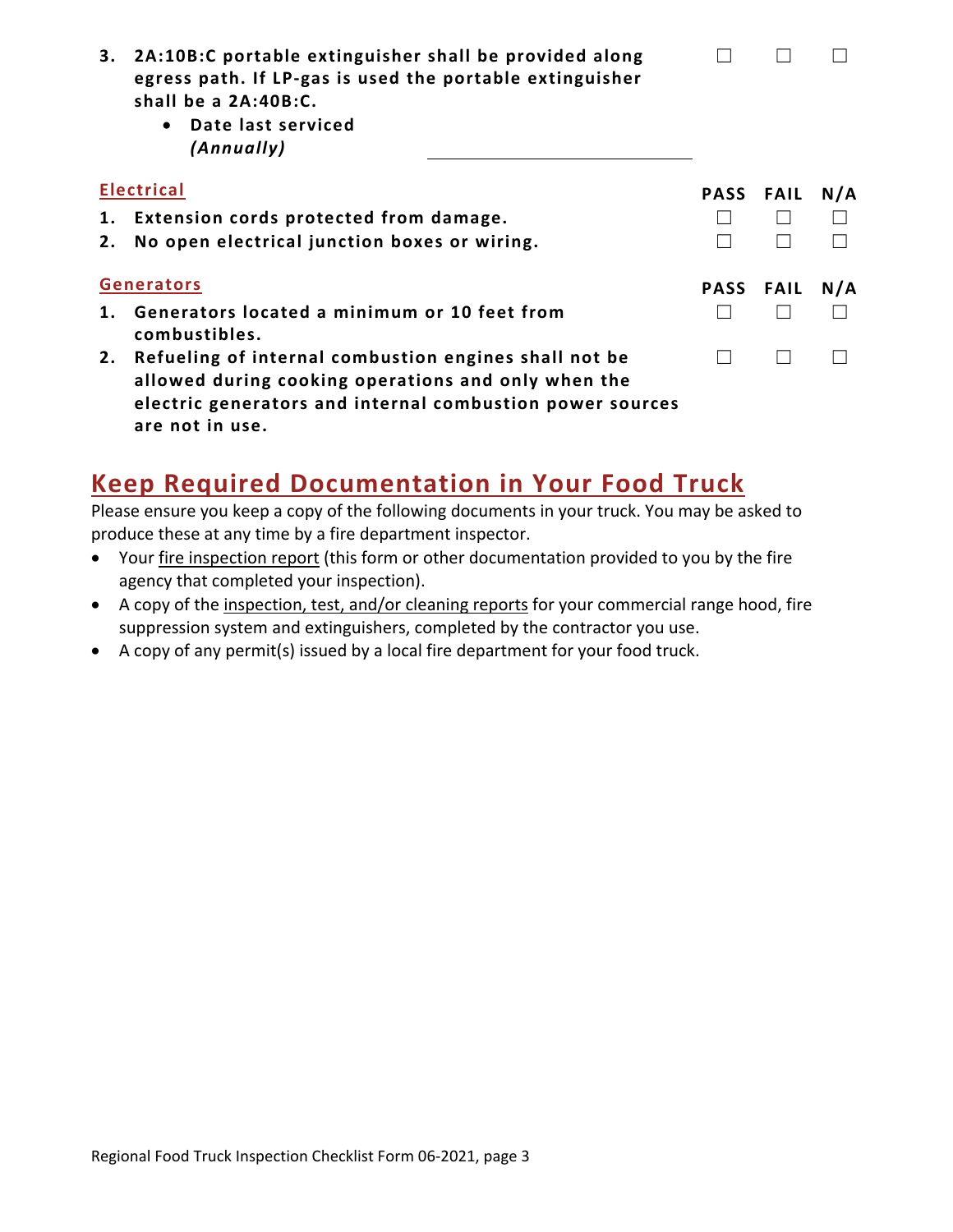| | PASS | FAIL | N/A |
|---|---|---|---|
| **3. 2A:10B:C portable extinguisher shall be provided along egress path. If LP-gas is used the portable extinguisher shall be a 2A:40B:C.** <br> • **Date last serviced *(Annually)*** ______________________ | ☐ | ☐ | ☐ |

### Electrical

| | PASS | FAIL | N/A |
|---|---|---|---|
| **1. Extension cords protected from damage.** | ☐ | ☐ | ☐ |
| **2. No open electrical junction boxes or wiring.** | ☐ | ☐ | ☐ |

### Generators

| | PASS | FAIL | N/A |
|---|---|---|---|
| **1. Generators located a minimum or 10 feet from combustibles.** | ☐ | ☐ | ☐ |
| **2. Refueling of internal combustion engines shall not be allowed during cooking operations and only when the electric generators and internal combustion power sources are not in use.** | ☐ | ☐ | ☐ |

## Keep Required Documentation in Your Food Truck

Please ensure you keep a copy of the following documents in your truck. You may be asked to produce these at any time by a fire department inspector.

- Your fire inspection report (this form or other documentation provided to you by the fire agency that completed your inspection).
- A copy of the inspection, test, and/or cleaning reports for your commercial range hood, fire suppression system and extinguishers, completed by the contractor you use.
- A copy of any permit(s) issued by a local fire department for your food truck.